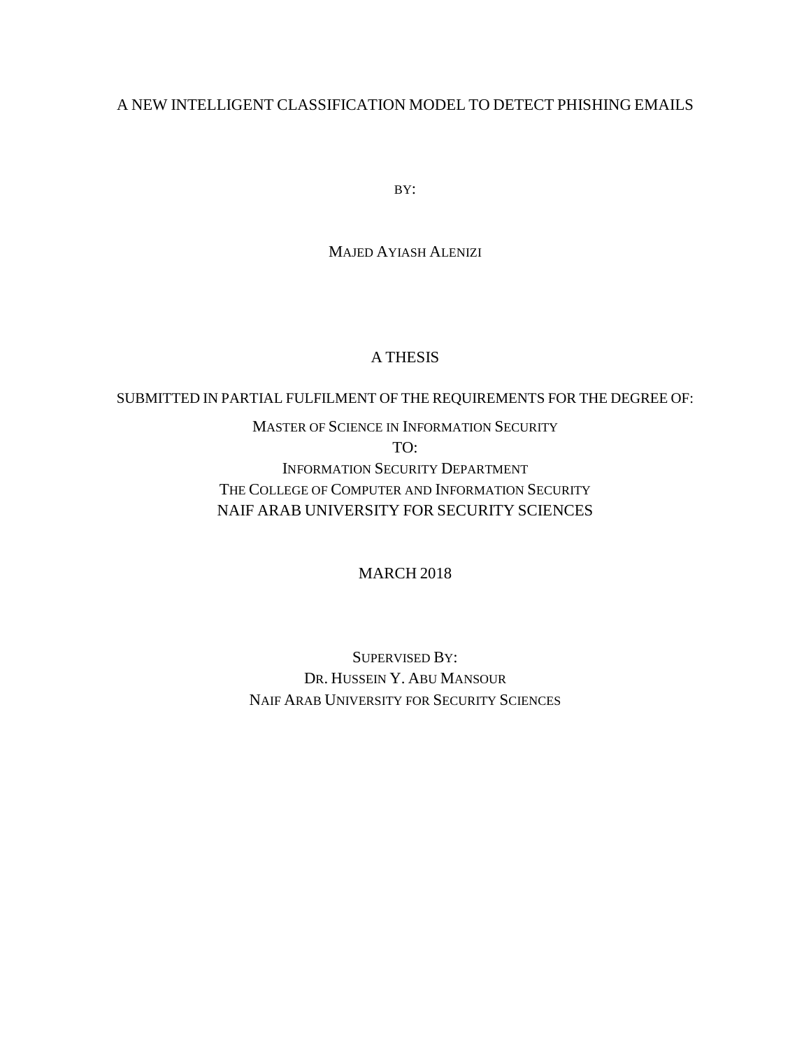# A NEW INTELLIGENT CLASSIFICATION MODEL TO DETECT PHISHING EMAILS

BY:

MAJED AYIASH ALENIZI

A THESIS

SUBMITTED IN PARTIAL FULFILMENT OF THE REQUIREMENTS FOR THE DEGREE OF:

MASTER OF SCIENCE IN INFORMATION SECURITY

TO:

INFORMATION SECURITY DEPARTMENT

THE COLLEGE OF COMPUTER AND INFORMATION SECURITY

NAIF ARAB UNIVERSITY FOR SECURITY SCIENCES

MARCH 2018

SUPERVISED BY:

DR. HUSSEIN Y. ABU MANSOUR

NAIF ARAB UNIVERSITY FOR SECURITY SCIENCES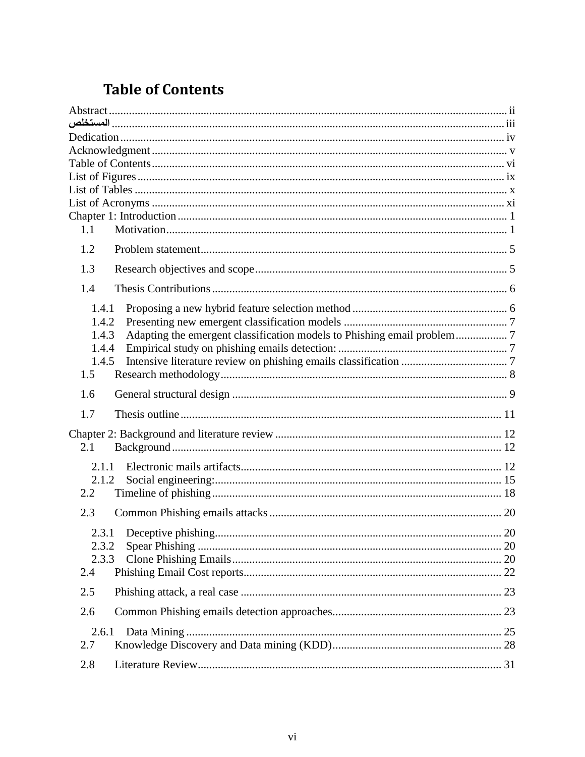# Table of Contents

Abstract ........................................................................................................................................ ii
المستخلص ........................................................................................................................................ iii
Dedication ........................................................................................................................................ iv
Acknowledgment ........................................................................................................................................ v
Table of Contents ........................................................................................................................................ vi
List of Figures ........................................................................................................................................ ix
List of Tables ........................................................................................................................................ x
List of Acronyms ........................................................................................................................................ xi
Chapter 1: Introduction ........................................................................................................................................ 1
- 1.1 Motivation ........................................................................................................................................ 1
- 1.2 Problem statement ........................................................................................................................................ 5
- 1.3 Research objectives and scope ........................................................................................................................................ 5
- 1.4 Thesis Contributions ........................................................................................................................................ 6
  - 1.4.1 Proposing a new hybrid feature selection method ........................................................................................................................................ 6
  - 1.4.2 Presenting new emergent classification models ........................................................................................................................................ 7
  - 1.4.3 Adapting the emergent classification models to Phishing email problem ........................................................................................................................................ 7
  - 1.4.4 Empirical study on phishing emails detection: ........................................................................................................................................ 7
  - 1.4.5 Intensive literature review on phishing emails classification ........................................................................................................................................ 7
- 1.5 Research methodology ........................................................................................................................................ 8
- 1.6 General structural design ........................................................................................................................................ 9
- 1.7 Thesis outline ........................................................................................................................................ 11

Chapter 2: Background and literature review ........................................................................................................................................ 12
- 2.1 Background ........................................................................................................................................ 12
  - 2.1.1 Electronic mails artifacts ........................................................................................................................................ 12
  - 2.1.2 Social engineering: ........................................................................................................................................ 15
- 2.2 Timeline of phishing ........................................................................................................................................ 18
- 2.3 Common Phishing emails attacks ........................................................................................................................................ 20
  - 2.3.1 Deceptive phishing ........................................................................................................................................ 20
  - 2.3.2 Spear Phishing ........................................................................................................................................ 20
  - 2.3.3 Clone Phishing Emails ........................................................................................................................................ 20
- 2.4 Phishing Email Cost reports ........................................................................................................................................ 22
- 2.5 Phishing attack, a real case ........................................................................................................................................ 23
- 2.6 Common Phishing emails detection approaches ........................................................................................................................................ 23
  - 2.6.1 Data Mining ........................................................................................................................................ 25
- 2.7 Knowledge Discovery and Data mining (KDD) ........................................................................................................................................ 28
- 2.8 Literature Review ........................................................................................................................................ 31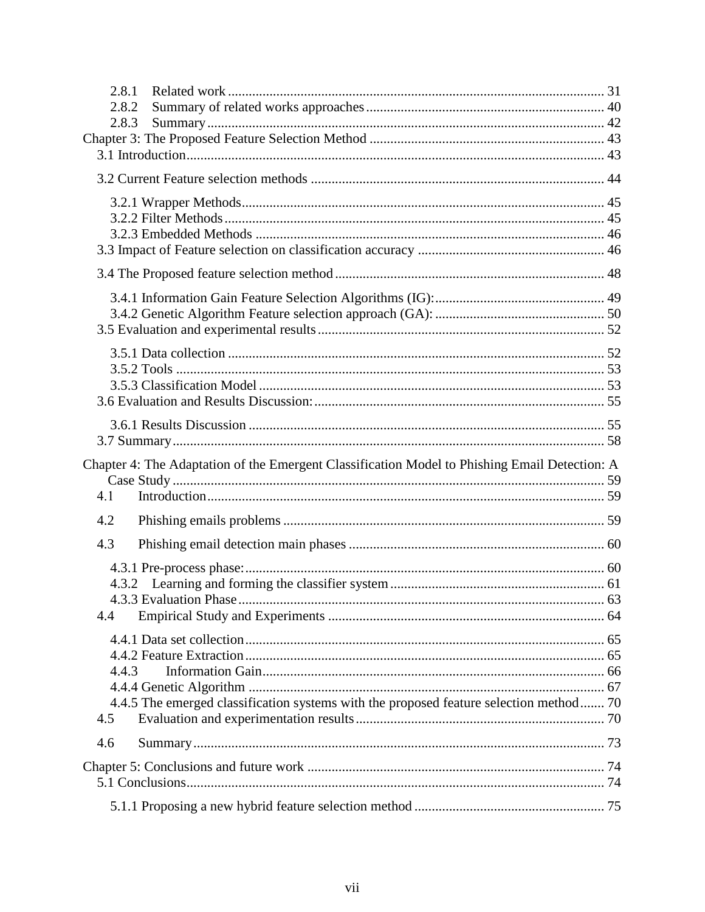- 2.8.1 Related work ........................................................................................................ 31
- 2.8.2 Summary of related works approaches .................................................................. 40
- 2.8.3 Summary ................................................................................................................ 42

Chapter 3: The Proposed Feature Selection Method ................................................................ 43

- 3.1 Introduction ........................................................................................................................ 43
- 3.2 Current Feature selection methods ...................................................................................... 44
  - 3.2.1 Wrapper Methods ......................................................................................................... 45
  - 3.2.2 Filter Methods ............................................................................................................... 45
  - 3.2.3 Embedded Methods ...................................................................................................... 46
- 3.3 Impact of Feature selection on classification accuracy ..................................................... 46
- 3.4 The Proposed feature selection method ............................................................................. 48
  - 3.4.1 Information Gain Feature Selection Algorithms (IG): ................................................. 49
  - 3.4.2 Genetic Algorithm Feature selection approach (GA): ................................................. 50
- 3.5 Evaluation and experimental results .................................................................................. 52
  - 3.5.1 Data collection .............................................................................................................. 52
  - 3.5.2 Tools ............................................................................................................................. 53
  - 3.5.3 Classification Model ..................................................................................................... 53
- 3.6 Evaluation and Results Discussion: ................................................................................... 55
  - 3.6.1 Results Discussion ........................................................................................................ 55
- 3.7 Summary ............................................................................................................................. 58

Chapter 4: The Adaptation of the Emergent Classification Model to Phishing Email Detection: A Case Study ............................................................................................................................ 59

- 4.1 Introduction .......................................................................................................................... 59
- 4.2 Phishing emails problems ..................................................................................................... 59
- 4.3 Phishing email detection main phases .................................................................................. 60
  - 4.3.1 Pre-process phase: ........................................................................................................ 60
  - 4.3.2 Learning and forming the classifier system .................................................................. 61
  - 4.3.3 Evaluation Phase ........................................................................................................... 63
- 4.4 Empirical Study and Experiments ........................................................................................ 64
  - 4.4.1 Data set collection ......................................................................................................... 65
  - 4.4.2 Feature Extraction ......................................................................................................... 65
  - 4.4.3 Information Gain ........................................................................................................... 66
  - 4.4.4 Genetic Algorithm ......................................................................................................... 67
  - 4.4.5 The emerged classification systems with the proposed feature selection method ....... 70
- 4.5 Evaluation and experimentation results ............................................................................... 70
- 4.6 Summary .............................................................................................................................. 73

Chapter 5: Conclusions and future work ..................................................................................... 74

- 5.1 Conclusions .......................................................................................................................... 74
  - 5.1.1 Proposing a new hybrid feature selection method ........................................................ 75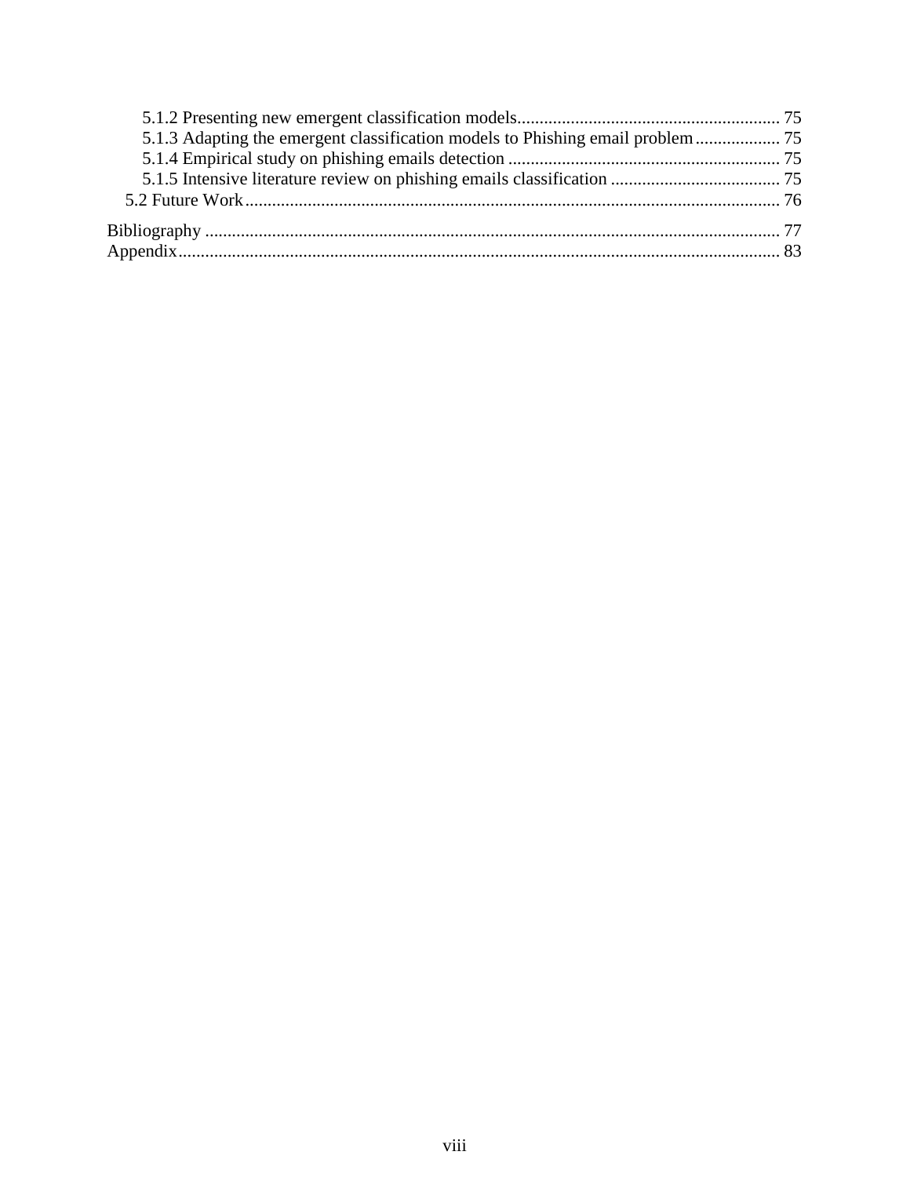5.1.2 Presenting new emergent classification models .......................................................... 75
5.1.3 Adapting the emergent classification models to Phishing email problem ................... 75
5.1.4 Empirical study on phishing emails detection ............................................................ 75
5.1.5 Intensive literature review on phishing emails classification ...................................... 75
5.2 Future Work ...................................................................................................................... 76

Bibliography ............................................................................................................................... 77
Appendix ..................................................................................................................................... 83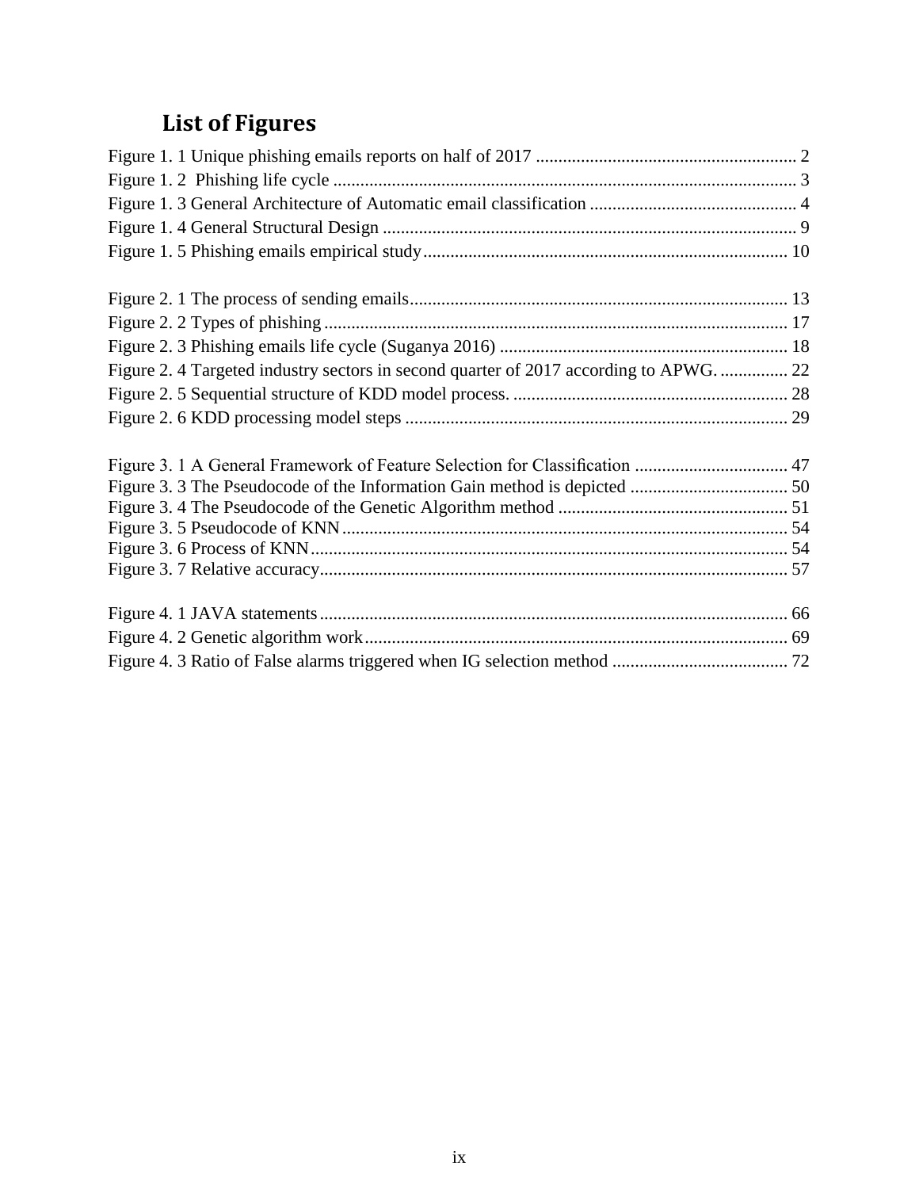# List of Figures

Figure 1. 1 Unique phishing emails reports on half of 2017 .......................................................... 2
Figure 1. 2 Phishing life cycle ...................................................................................................... 3
Figure 1. 3 General Architecture of Automatic email classification .............................................. 4
Figure 1. 4 General Structural Design ........................................................................................... 9
Figure 1. 5 Phishing emails empirical study ................................................................................ 10

Figure 2. 1 The process of sending emails .................................................................................. 13
Figure 2. 2 Types of phishing ...................................................................................................... 17
Figure 2. 3 Phishing emails life cycle (Suganya 2016) ............................................................... 18
Figure 2. 4 Targeted industry sectors in second quarter of 2017 according to APWG. ............... 22
Figure 2. 5 Sequential structure of KDD model process. ............................................................ 28
Figure 2. 6 KDD processing model steps .................................................................................... 29

Figure 3. 1 A General Framework of Feature Selection for Classification .................................. 47
Figure 3. 3 The Pseudocode of the Information Gain method is depicted ................................... 50
Figure 3. 4 The Pseudocode of the Genetic Algorithm method .................................................. 51
Figure 3. 5 Pseudocode of KNN .................................................................................................. 54
Figure 3. 6 Process of KNN ......................................................................................................... 54
Figure 3. 7 Relative accuracy ....................................................................................................... 57

Figure 4. 1 JAVA statements ....................................................................................................... 66
Figure 4. 2 Genetic algorithm work ............................................................................................. 69
Figure 4. 3 Ratio of False alarms triggered when IG selection method ....................................... 72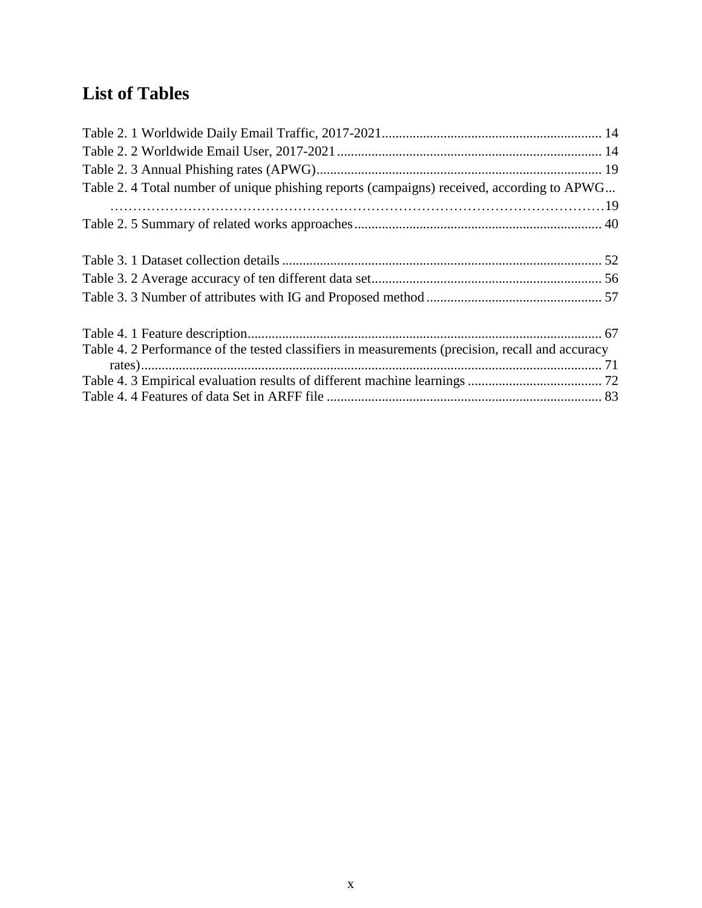# List of Tables

Table 2. 1 Worldwide Daily Email Traffic, 2017-2021 ............................................................... 14
Table 2. 2 Worldwide Email User, 2017-2021 ............................................................................ 14
Table 2. 3 Annual Phishing rates (APWG) .................................................................................. 19
Table 2. 4 Total number of unique phishing reports (campaigns) received, according to APWG... ………………………………………………………………………………………………19
Table 2. 5 Summary of related works approaches ....................................................................... 40

Table 3. 1 Dataset collection details ............................................................................................ 52
Table 3. 2 Average accuracy of ten different data set .................................................................. 56
Table 3. 3 Number of attributes with IG and Proposed method ................................................... 57

Table 4. 1 Feature description ...................................................................................................... 67
Table 4. 2 Performance of the tested classifiers in measurements (precision, recall and accuracy rates) ............................................................................................................................................ 71
Table 4. 3 Empirical evaluation results of different machine learnings ....................................... 72
Table 4. 4 Features of data Set in ARFF file ............................................................................... 83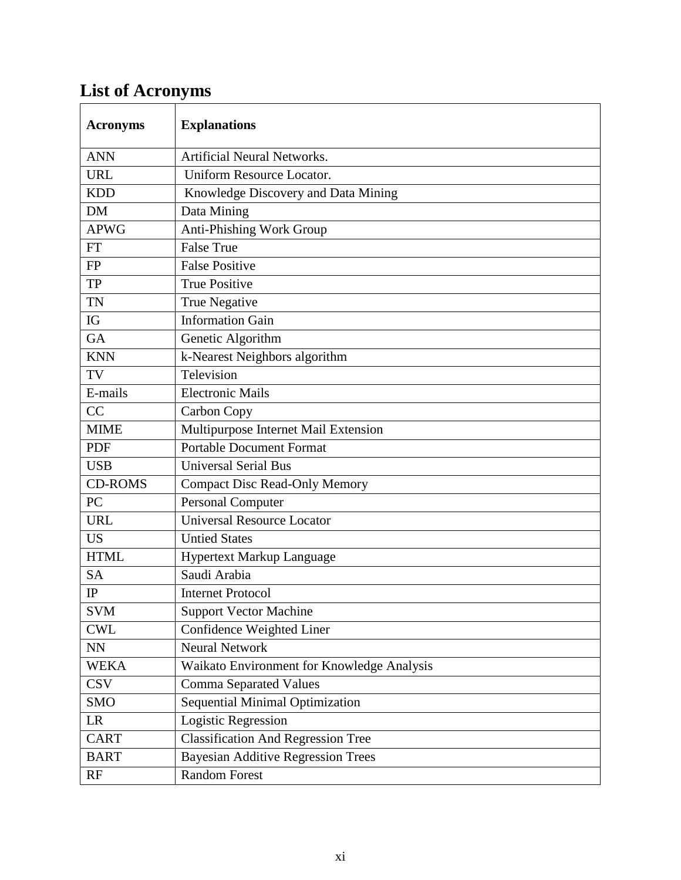## List of Acronyms

| Acronyms | Explanations |
|---|---|
| ANN | Artificial Neural Networks. |
| URL | Uniform Resource Locator. |
| KDD | Knowledge Discovery and Data Mining |
| DM | Data Mining |
| APWG | Anti-Phishing Work Group |
| FT | False True |
| FP | False Positive |
| TP | True Positive |
| TN | True Negative |
| IG | Information Gain |
| GA | Genetic Algorithm |
| KNN | k-Nearest Neighbors algorithm |
| TV | Television |
| E-mails | Electronic Mails |
| CC | Carbon Copy |
| MIME | Multipurpose Internet Mail Extension |
| PDF | Portable Document Format |
| USB | Universal Serial Bus |
| CD-ROMS | Compact Disc Read-Only Memory |
| PC | Personal Computer |
| URL | Universal Resource Locator |
| US | Untied States |
| HTML | Hypertext Markup Language |
| SA | Saudi Arabia |
| IP | Internet Protocol |
| SVM | Support Vector Machine |
| CWL | Confidence Weighted Liner |
| NN | Neural Network |
| WEKA | Waikato Environment for Knowledge Analysis |
| CSV | Comma Separated Values |
| SMO | Sequential Minimal Optimization |
| LR | Logistic Regression |
| CART | Classification And Regression Tree |
| BART | Bayesian Additive Regression Trees |
| RF | Random Forest |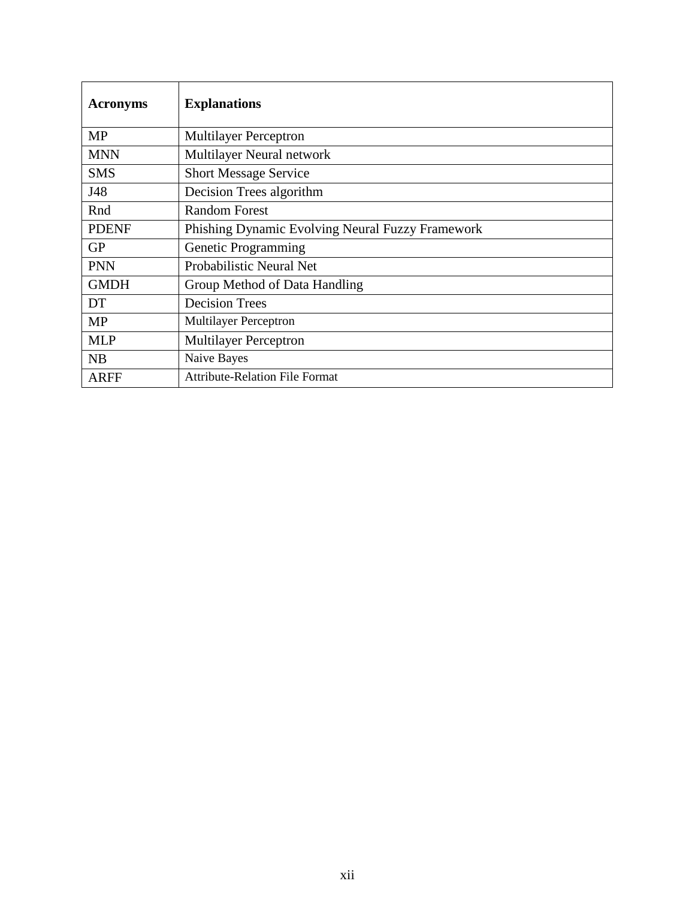| Acronyms | Explanations |
|---|---|
| MP | Multilayer Perceptron |
| MNN | Multilayer Neural network |
| SMS | Short Message Service |
| J48 | Decision Trees algorithm |
| Rnd | Random Forest |
| PDENF | Phishing Dynamic Evolving Neural Fuzzy Framework |
| GP | Genetic Programming |
| PNN | Probabilistic Neural Net |
| GMDH | Group Method of Data Handling |
| DT | Decision Trees |
| MP | Multilayer Perceptron |
| MLP | Multilayer Perceptron |
| NB | Naive Bayes |
| ARFF | Attribute-Relation File Format |